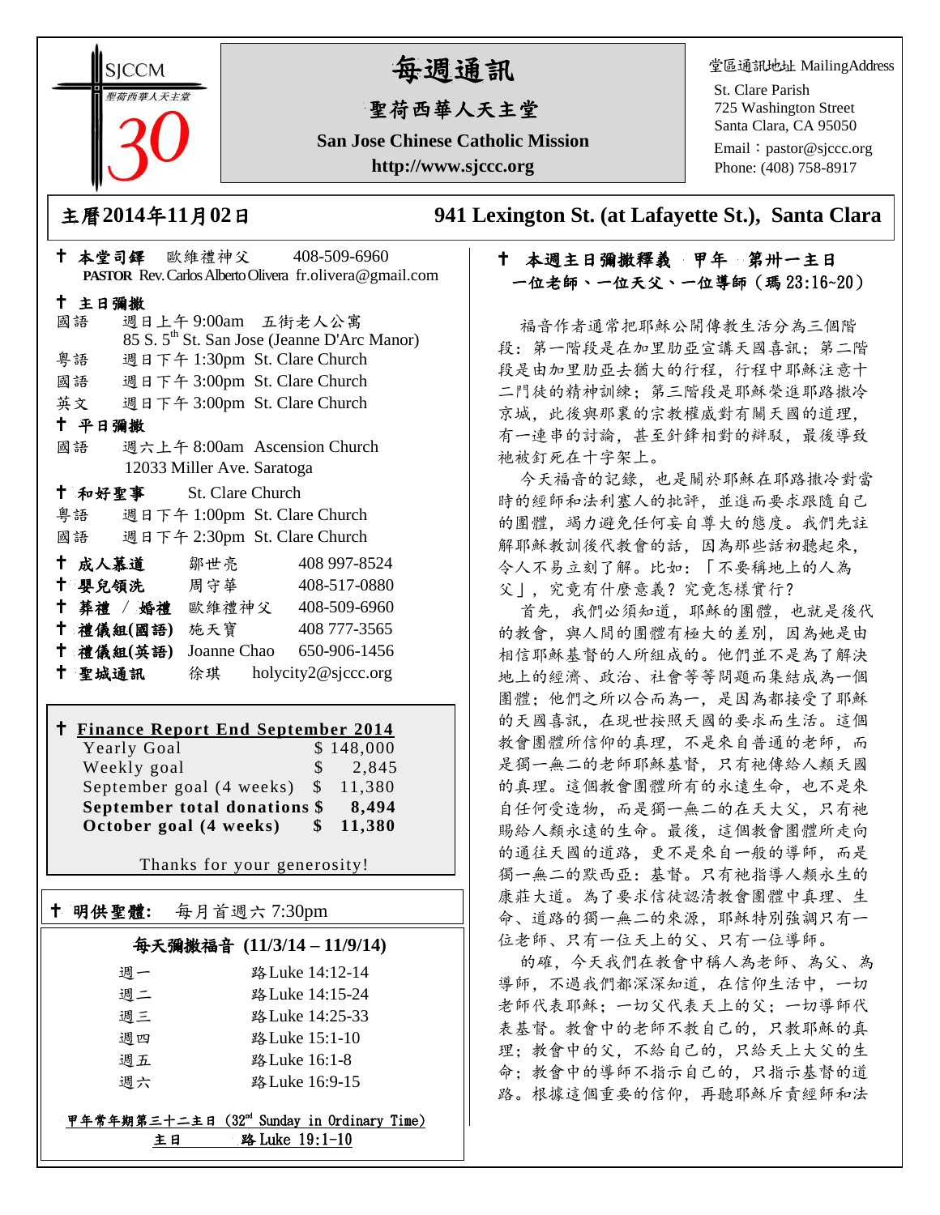SJCCM 聖荷西華人天主堂 30

# 每週通訊

## 聖荷西華人天主堂

**San Jose Chinese Catholic Mission**

**http://www.sjccc.org**

堂區通訊地址 MailingAddress
St. Clare Parish
725 Washington Street
Santa Clara, CA 95050
Email：pastor@sjccc.org
Phone: (408) 758-8917

**主曆2014年11月02日** **941 Lexington St. (at Lafayette St.), Santa Clara**

**† 本堂司鐸** 歐維禮神父 408-509-6960
**PASTOR** Rev. Carlos Alberto Olivera fr.olivera@gmail.com

**† 主日彌撒**

| | |
|---|---|
| 國語 | 週日上午 9:00am 五街老人公寓 85 S. 5th St. San Jose (Jeanne D'Arc Manor) |
| 粵語 | 週日下午 1:30pm St. Clare Church |
| 國語 | 週日下午 3:00pm St. Clare Church |
| 英文 | 週日下午 3:00pm St. Clare Church |

**† 平日彌撒**

國語 週六上午 8:00am Ascension Church 12033 Miller Ave. Saratoga

**† 和好聖事** St. Clare Church

| | |
|---|---|
| 粵語 | 週日下午 1:00pm St. Clare Church |
| 國語 | 週日下午 2:30pm St. Clare Church |

| | | |
|---|---|---|
| **† 成人慕道** | 鄒世亮 | 408 997-8524 |
| **† 嬰兒領洗** | 周守華 | 408-517-0880 |
| **† 葬禮 / 婚禮** | 歐維禮神父 | 408-509-6960 |
| **† 禮儀組(國語)** | 施天寶 | 408 777-3565 |
| **† 禮儀組(英語)** | Joanne Chao | 650-906-1456 |
| **† 聖城通訊** | 徐琪 | holycity2@sjccc.org |

**† Finance Report End September 2014**

| | |
|---|---|
| Yearly Goal | $ 148,000 |
| Weekly goal | $ 2,845 |
| September goal (4 weeks) | $ 11,380 |
| **September total donations** | **$ 8,494** |
| **October goal (4 weeks)** | **$ 11,380** |

Thanks for your generosity!

**† 明供聖體:** 每月首週六 7:30pm

**每天彌撒福音 (11/3/14 – 11/9/14)**

| | |
|---|---|
| 週一 | 路Luke 14:12-14 |
| 週二 | 路Luke 14:15-24 |
| 週三 | 路Luke 14:25-33 |
| 週四 | 路Luke 15:1-10 |
| 週五 | 路Luke 16:1-8 |
| 週六 | 路Luke 16:9-15 |

甲年常年期第三十二主日 (32nd Sunday in Ordinary Time)
主日 路Luke 19:1-10

**† 本週主日彌撒釋義 甲年 第卅一主日**
**一位老師、一位天父、一位導師（瑪 23:16~20）**

福音作者通常把耶穌公開傳教生活分為三個階段：第一階段是在加里肋亞宣講天國喜訊；第二階段是由加里肋亞去猶大的行程，行程中耶穌注意十二門徒的精神訓練；第三階段是耶穌榮進耶路撒冷京城，此後與那裏的宗教權威對有關天國的道理，有一連串的討論，甚至針鋒相對的辯駁，最後導致祂被釘死在十字架上。

今天福音的記錄，也是關於耶穌在耶路撒冷對當時的經師和法利塞人的批評，並進而要求跟隨自己的團體，竭力避免任何妄自尊大的態度。我們先註解耶穌教訓後代教會的話，因為那些話初聽起來，令人不易立刻了解。比如：「不要稱地上的人為父」，究竟有什麼意義？究竟怎樣實行？

首先，我們必須知道，耶穌的團體，也就是後代的教會，與人間的團體有極大的差別，因為她是由相信耶穌基督的人所組成的。他們並不是為了解決地上的經濟、政治、社會等等問題而集結成為一個團體；他們之所以合而為一，是因為都接受了耶穌的天國喜訊，在現世按照天國的要求而生活。這個教會團體所信仰的真理，不是來自普通的老師，而是獨一無二的老師耶穌基督，只有祂傳給人類天國的真理。這個教會團體所有的永遠生命，也不是來自任何受造物，而是獨一無二的在天大父，只有祂賜給人類永遠的生命。最後，這個教會團體所走向的通往天國的道路，更不是來自一般的導師，而是獨一無二的默西亞：基督。只有祂指導人類永生的康莊大道。為了要求信徒認清教會團體中真理、生命、道路的獨一無二的來源，耶穌特別強調只有一位老師、只有一位天上的父、只有一位導師。

的確，今天我們在教會中稱人為老師、為父、為導師，不過我們都深深知道，在信仰生活中，一切老師代表耶穌；一切父代表天上的父；一切導師代表基督。教會中的老師不教自己的，只教耶穌的真理；教會中的父，不給自己的，只給天上大父的生命；教會中的導師不指示自己的，只指示基督的道路。根據這個重要的信仰，再聽耶穌斥責經師和法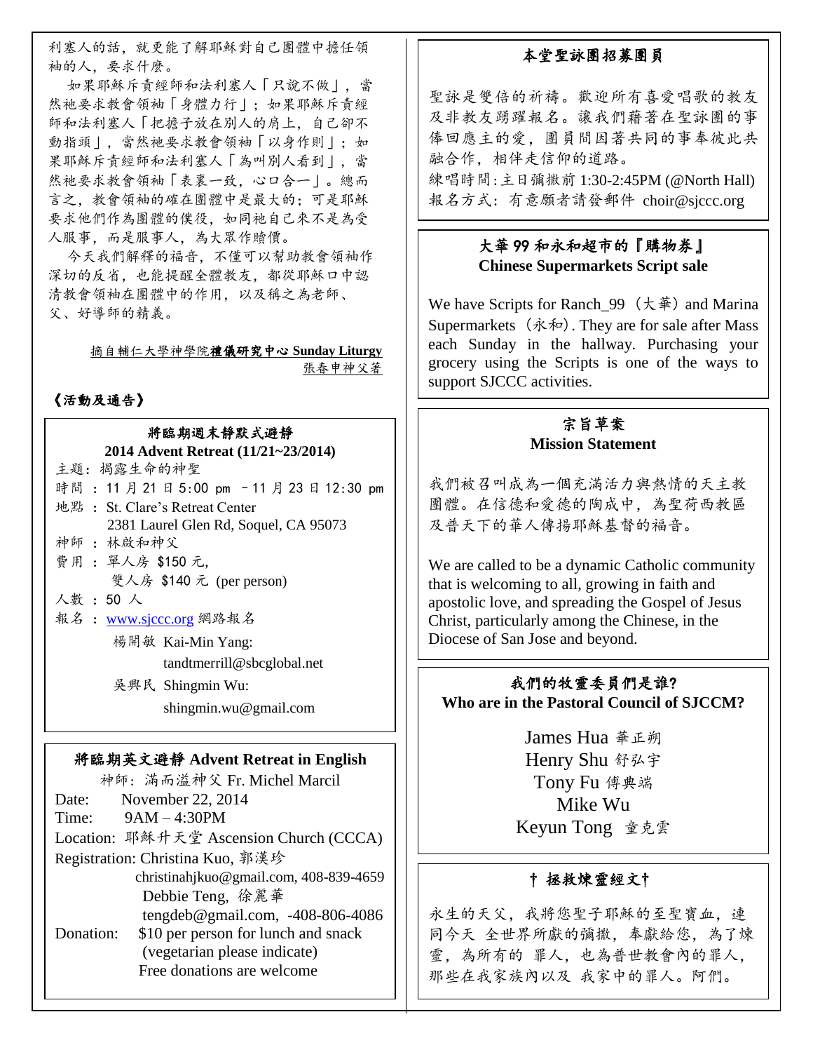利塞人的話，就更能了解耶穌對自己團體中擔任領袖的人，要求什麼。

如果耶穌斥責經師和法利塞人「只說不做」，當然祂要求教會領袖「身體力行」；如果耶穌斥責經師和法利塞人「把擔子放在別人的肩上，自己卻不動指頭」，當然祂要求教會領袖「以身作則」；如果耶穌斥責經師和法利塞人「為叫別人看到」，當然祂要求教會領袖「表裏一致，心口合一」。總而言之，教會領袖的確在團體中是最大的；可是耶穌要求他們作為團體的僕役，如同祂自己來不是為受人服事，而是服事人，為大眾作贖價。

今天我們解釋的福音，不僅可以幫助教會領袖作深切的反省，也能提醒全體教友，都從耶穌口中認清教會領袖在團體中的作用，以及稱之為老師、父、好導師的精義。

摘自輔仁大學神學院**禮儀研究中心 Sunday Liturgy**
張春申神父著

## 《活動及通告》

### 將臨期週末靜默式避靜
**2014 Advent Retreat (11/21~23/2014)**

主題：揭露生命的神聖
時間：11 月 21 日 5:00 pm – 11 月 23 日 12:30 pm
地點：St. Clare's Retreat Center
2381 Laurel Glen Rd, Soquel, CA 95073
神師：林啟和神父
費用：單人房 $150 元,
雙人房 $140 元 (per person)
人數：50 人
報名：www.sjccc.org 網路報名
楊開敏 Kai-Min Yang:
tandtmerrill@sbcglobal.net
吳興民 Shingmin Wu:
shingmin.wu@gmail.com

### 將臨期英文避靜 Advent Retreat in English

神師：滿而溢神父 Fr. Michel Marcil
Date: November 22, 2014
Time: 9AM – 4:30PM
Location: 耶穌升天堂 Ascension Church (CCCA)
Registration: Christina Kuo, 郭漢珍
christinahjkuo@gmail.com, 408-839-4659
Debbie Teng, 徐麗華
tengdeb@gmail.com, -408-806-4086
Donation: $10 per person for lunch and snack
(vegetarian please indicate)
Free donations are welcome

### 本堂聖詠團招募團員

聖詠是雙倍的祈禱。歡迎所有喜愛唱歌的教友及非教友踴躍報名。讓我們藉著在聖詠團的事奉回應主的愛，團員間因著共同的事奉彼此共融合作，相伴走信仰的道路。
練唱時間：主日彌撒前 1:30-2:45PM (@North Hall)
報名方式：有意願者請發郵件 choir@sjccc.org

### 大華 99 和永和超市的『購物券』
**Chinese Supermarkets Script sale**

We have Scripts for Ranch_99（大華）and Marina Supermarkets（永和）. They are for sale after Mass each Sunday in the hallway. Purchasing your grocery using the Scripts is one of the ways to support SJCCC activities.

### 宗旨草案
**Mission Statement**

我們被召叫成為一個充滿活力與熱情的天主教團體。在信德和愛德的陶成中，為聖荷西教區及普天下的華人傳揚耶穌基督的福音。

We are called to be a dynamic Catholic community that is welcoming to all, growing in faith and apostolic love, and spreading the Gospel of Jesus Christ, particularly among the Chinese, in the Diocese of San Jose and beyond.

### 我們的牧靈委員們是誰?
**Who are in the Pastoral Council of SJCCM?**

James Hua 華正朔
Henry Shu 舒弘宇
Tony Fu 傅典端
Mike Wu
Keyun Tong 童克雲

### † 拯救煉靈經文†

永生的天父，我將您聖子耶穌的至聖寶血，連同今天 全世界所獻的彌撒，奉獻給您，為了煉靈，為所有的 罪人，也為普世教會內的罪人，那些在我家族內以及 我家中的罪人。阿們。